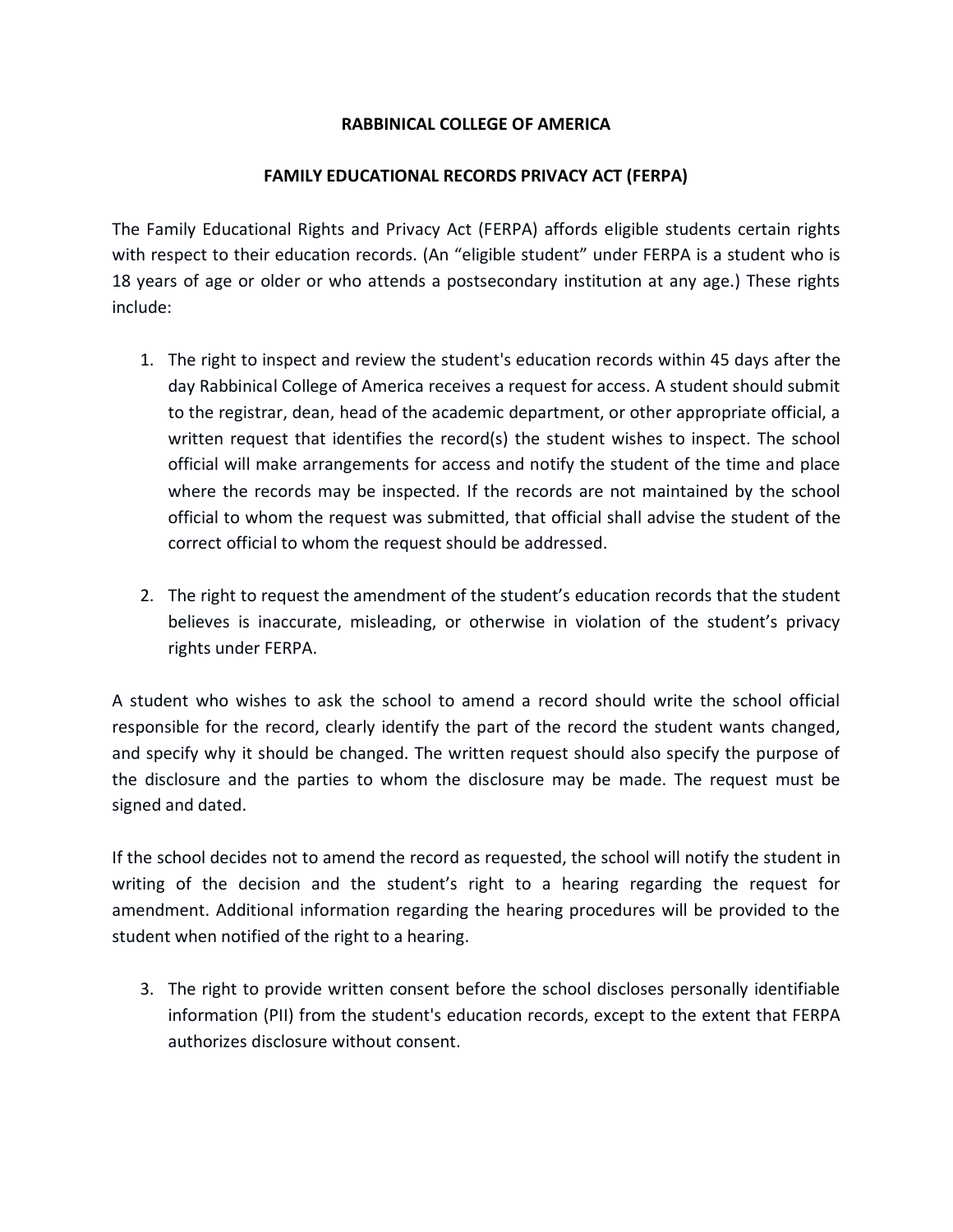# RABBINICAL COLLEGE OF AMERICA

## FAMILY EDUCATIONAL RECORDS PRIVACY ACT (FERPA)

The Family Educational Rights and Privacy Act (FERPA) affords eligible students certain rights with respect to their education records. (An "eligible student" under FERPA is a student who is 18 years of age or older or who attends a postsecondary institution at any age.) These rights include:

1. The right to inspect and review the student's education records within 45 days after the day Rabbinical College of America receives a request for access. A student should submit to the registrar, dean, head of the academic department, or other appropriate official, a written request that identifies the record(s) the student wishes to inspect. The school official will make arrangements for access and notify the student of the time and place where the records may be inspected. If the records are not maintained by the school official to whom the request was submitted, that official shall advise the student of the correct official to whom the request should be addressed.

2. The right to request the amendment of the student's education records that the student believes is inaccurate, misleading, or otherwise in violation of the student's privacy rights under FERPA.

A student who wishes to ask the school to amend a record should write the school official responsible for the record, clearly identify the part of the record the student wants changed, and specify why it should be changed. The written request should also specify the purpose of the disclosure and the parties to whom the disclosure may be made. The request must be signed and dated.

If the school decides not to amend the record as requested, the school will notify the student in writing of the decision and the student's right to a hearing regarding the request for amendment. Additional information regarding the hearing procedures will be provided to the student when notified of the right to a hearing.

3. The right to provide written consent before the school discloses personally identifiable information (PII) from the student's education records, except to the extent that FERPA authorizes disclosure without consent.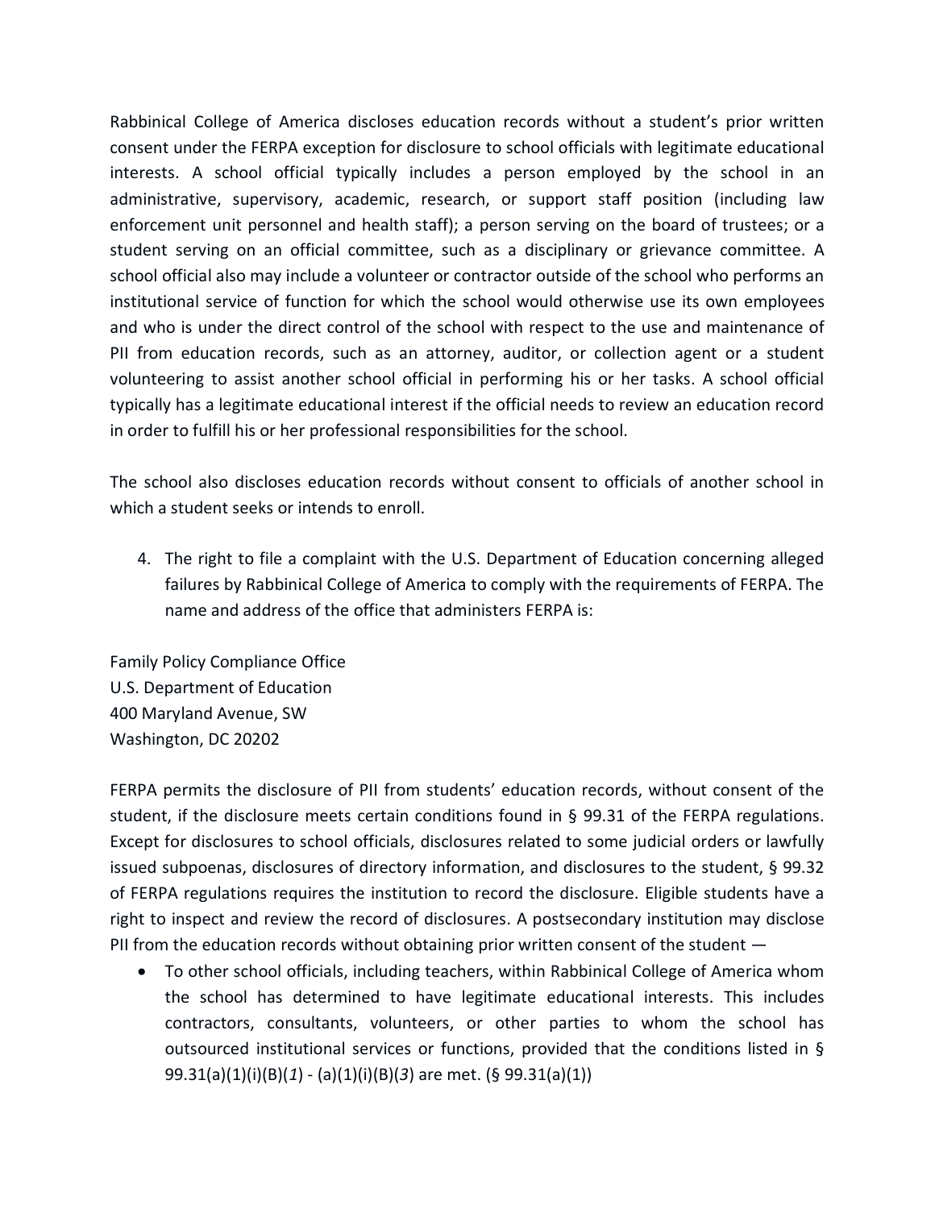Rabbinical College of America discloses education records without a student's prior written consent under the FERPA exception for disclosure to school officials with legitimate educational interests. A school official typically includes a person employed by the school in an administrative, supervisory, academic, research, or support staff position (including law enforcement unit personnel and health staff); a person serving on the board of trustees; or a student serving on an official committee, such as a disciplinary or grievance committee. A school official also may include a volunteer or contractor outside of the school who performs an institutional service of function for which the school would otherwise use its own employees and who is under the direct control of the school with respect to the use and maintenance of PII from education records, such as an attorney, auditor, or collection agent or a student volunteering to assist another school official in performing his or her tasks. A school official typically has a legitimate educational interest if the official needs to review an education record in order to fulfill his or her professional responsibilities for the school.

The school also discloses education records without consent to officials of another school in which a student seeks or intends to enroll.

4. The right to file a complaint with the U.S. Department of Education concerning alleged failures by Rabbinical College of America to comply with the requirements of FERPA. The name and address of the office that administers FERPA is:

Family Policy Compliance Office
U.S. Department of Education
400 Maryland Avenue, SW
Washington, DC 20202

FERPA permits the disclosure of PII from students' education records, without consent of the student, if the disclosure meets certain conditions found in § 99.31 of the FERPA regulations. Except for disclosures to school officials, disclosures related to some judicial orders or lawfully issued subpoenas, disclosures of directory information, and disclosures to the student, § 99.32 of FERPA regulations requires the institution to record the disclosure. Eligible students have a right to inspect and review the record of disclosures. A postsecondary institution may disclose PII from the education records without obtaining prior written consent of the student —

- To other school officials, including teachers, within Rabbinical College of America whom the school has determined to have legitimate educational interests. This includes contractors, consultants, volunteers, or other parties to whom the school has outsourced institutional services or functions, provided that the conditions listed in § 99.31(a)(1)(i)(B)(*1*) - (a)(1)(i)(B)(*3*) are met. (§ 99.31(a)(1))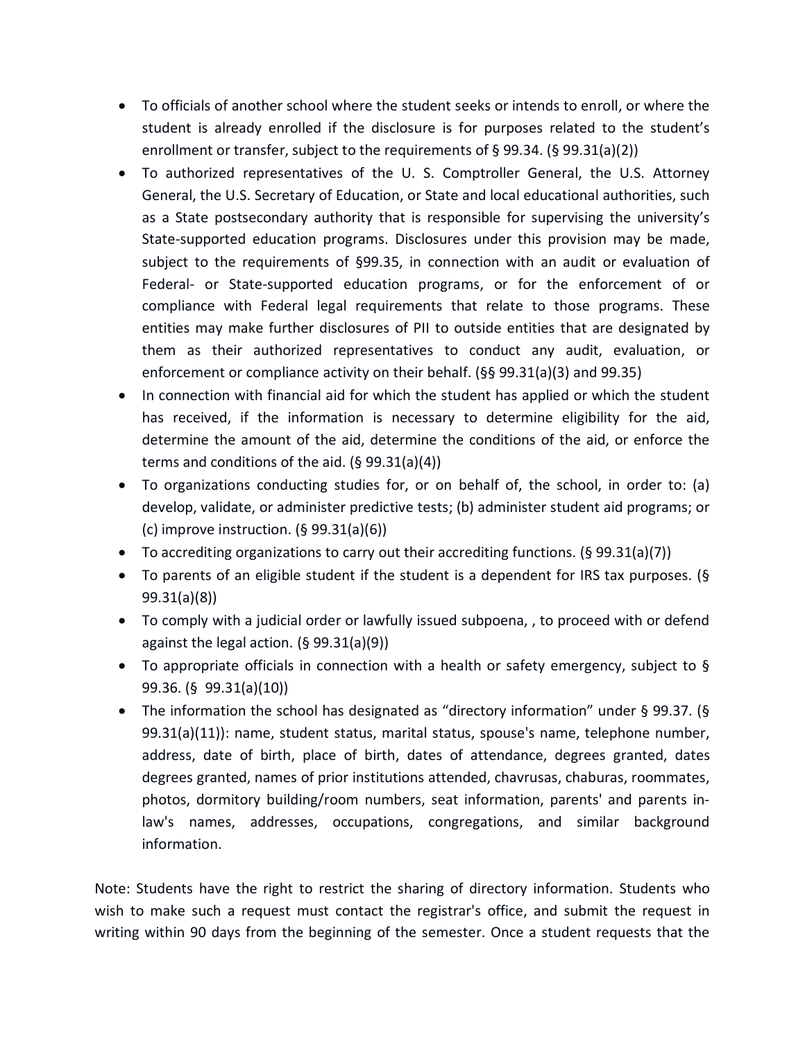- To officials of another school where the student seeks or intends to enroll, or where the student is already enrolled if the disclosure is for purposes related to the student's enrollment or transfer, subject to the requirements of § 99.34. (§ 99.31(a)(2))
- To authorized representatives of the U. S. Comptroller General, the U.S. Attorney General, the U.S. Secretary of Education, or State and local educational authorities, such as a State postsecondary authority that is responsible for supervising the university's State-supported education programs. Disclosures under this provision may be made, subject to the requirements of §99.35, in connection with an audit or evaluation of Federal- or State-supported education programs, or for the enforcement of or compliance with Federal legal requirements that relate to those programs. These entities may make further disclosures of PII to outside entities that are designated by them as their authorized representatives to conduct any audit, evaluation, or enforcement or compliance activity on their behalf. (§§ 99.31(a)(3) and 99.35)
- In connection with financial aid for which the student has applied or which the student has received, if the information is necessary to determine eligibility for the aid, determine the amount of the aid, determine the conditions of the aid, or enforce the terms and conditions of the aid. (§ 99.31(a)(4))
- To organizations conducting studies for, or on behalf of, the school, in order to: (a) develop, validate, or administer predictive tests; (b) administer student aid programs; or (c) improve instruction. (§ 99.31(a)(6))
- To accrediting organizations to carry out their accrediting functions. (§ 99.31(a)(7))
- To parents of an eligible student if the student is a dependent for IRS tax purposes. (§ 99.31(a)(8))
- To comply with a judicial order or lawfully issued subpoena, , to proceed with or defend against the legal action. (§ 99.31(a)(9))
- To appropriate officials in connection with a health or safety emergency, subject to § 99.36. (§ 99.31(a)(10))
- The information the school has designated as "directory information" under § 99.37. (§ 99.31(a)(11)): name, student status, marital status, spouse's name, telephone number, address, date of birth, place of birth, dates of attendance, degrees granted, dates degrees granted, names of prior institutions attended, chavrusas, chaburas, roommates, photos, dormitory building/room numbers, seat information, parents' and parents in-law's names, addresses, occupations, congregations, and similar background information.

Note: Students have the right to restrict the sharing of directory information. Students who wish to make such a request must contact the registrar's office, and submit the request in writing within 90 days from the beginning of the semester. Once a student requests that the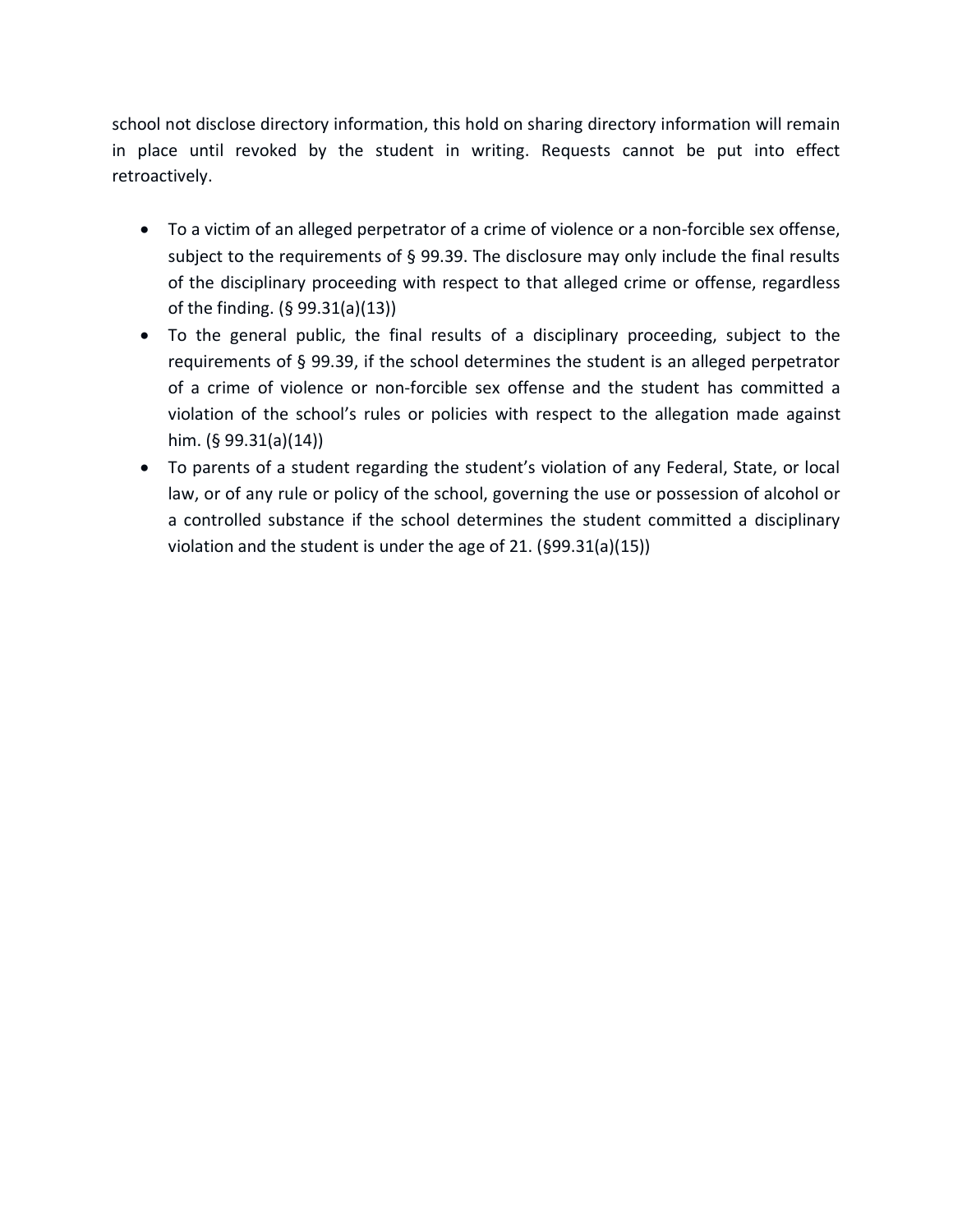school not disclose directory information, this hold on sharing directory information will remain in place until revoked by the student in writing. Requests cannot be put into effect retroactively.

- To a victim of an alleged perpetrator of a crime of violence or a non-forcible sex offense, subject to the requirements of § 99.39. The disclosure may only include the final results of the disciplinary proceeding with respect to that alleged crime or offense, regardless of the finding. (§ 99.31(a)(13))
- To the general public, the final results of a disciplinary proceeding, subject to the requirements of § 99.39, if the school determines the student is an alleged perpetrator of a crime of violence or non-forcible sex offense and the student has committed a violation of the school's rules or policies with respect to the allegation made against him. (§ 99.31(a)(14))
- To parents of a student regarding the student's violation of any Federal, State, or local law, or of any rule or policy of the school, governing the use or possession of alcohol or a controlled substance if the school determines the student committed a disciplinary violation and the student is under the age of 21. (§99.31(a)(15))